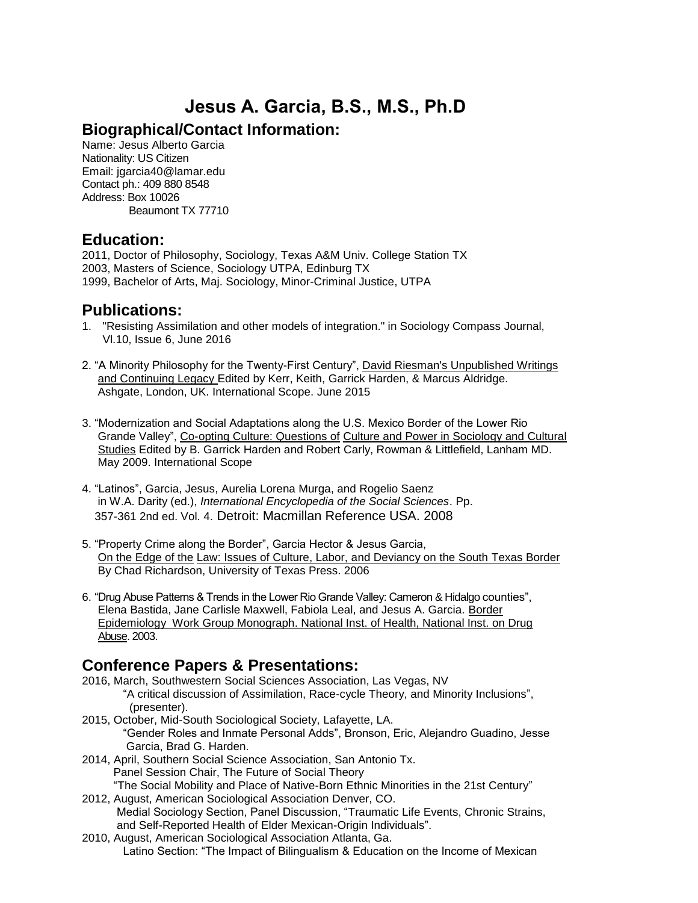# Jesus A. Garcia, B.S., M.S., Ph.D

## Biographical/Contact Information:

Name: Jesus Alberto Garcia
Nationality: US Citizen
Email: jgarcia40@lamar.edu
Contact ph.: 409 880 8548
Address: Box 10026
Beaumont TX 77710

## Education:

2011, Doctor of Philosophy, Sociology, Texas A&M Univ. College Station TX
2003, Masters of Science, Sociology UTPA, Edinburg TX
1999, Bachelor of Arts, Maj. Sociology, Minor-Criminal Justice, UTPA

## Publications:

1. "Resisting Assimilation and other models of integration." in Sociology Compass Journal, Vl.10, Issue 6, June 2016

2. "A Minority Philosophy for the Twenty-First Century", David Riesman's Unpublished Writings and Continuing Legacy Edited by Kerr, Keith, Garrick Harden, & Marcus Aldridge. Ashgate, London, UK. International Scope. June 2015

3. "Modernization and Social Adaptations along the U.S. Mexico Border of the Lower Rio Grande Valley", Co-opting Culture: Questions of Culture and Power in Sociology and Cultural Studies Edited by B. Garrick Harden and Robert Carly, Rowman & Littlefield, Lanham MD. May 2009. International Scope

4. "Latinos", Garcia, Jesus, Aurelia Lorena Murga, and Rogelio Saenz in W.A. Darity (ed.), *International Encyclopedia of the Social Sciences*. Pp. 357-361 2nd ed. Vol. 4. Detroit: Macmillan Reference USA. 2008

5. "Property Crime along the Border", Garcia Hector & Jesus Garcia, On the Edge of the Law: Issues of Culture, Labor, and Deviancy on the South Texas Border By Chad Richardson, University of Texas Press. 2006

6. "Drug Abuse Patterns & Trends in the Lower Rio Grande Valley: Cameron & Hidalgo counties", Elena Bastida, Jane Carlisle Maxwell, Fabiola Leal, and Jesus A. Garcia. Border Epidemiology Work Group Monograph. National Inst. of Health, National Inst. on Drug Abuse. 2003.

## Conference Papers & Presentations:

2016, March, Southwestern Social Sciences Association, Las Vegas, NV
"A critical discussion of Assimilation, Race-cycle Theory, and Minority Inclusions", (presenter).

2015, October, Mid-South Sociological Society, Lafayette, LA.
"Gender Roles and Inmate Personal Adds", Bronson, Eric, Alejandro Guadino, Jesse Garcia, Brad G. Harden.

2014, April, Southern Social Science Association, San Antonio Tx.
Panel Session Chair, The Future of Social Theory
"The Social Mobility and Place of Native-Born Ethnic Minorities in the 21st Century"

2012, August, American Sociological Association Denver, CO.
Medial Sociology Section, Panel Discussion, "Traumatic Life Events, Chronic Strains, and Self-Reported Health of Elder Mexican-Origin Individuals".

2010, August, American Sociological Association Atlanta, Ga.
Latino Section: "The Impact of Bilingualism & Education on the Income of Mexican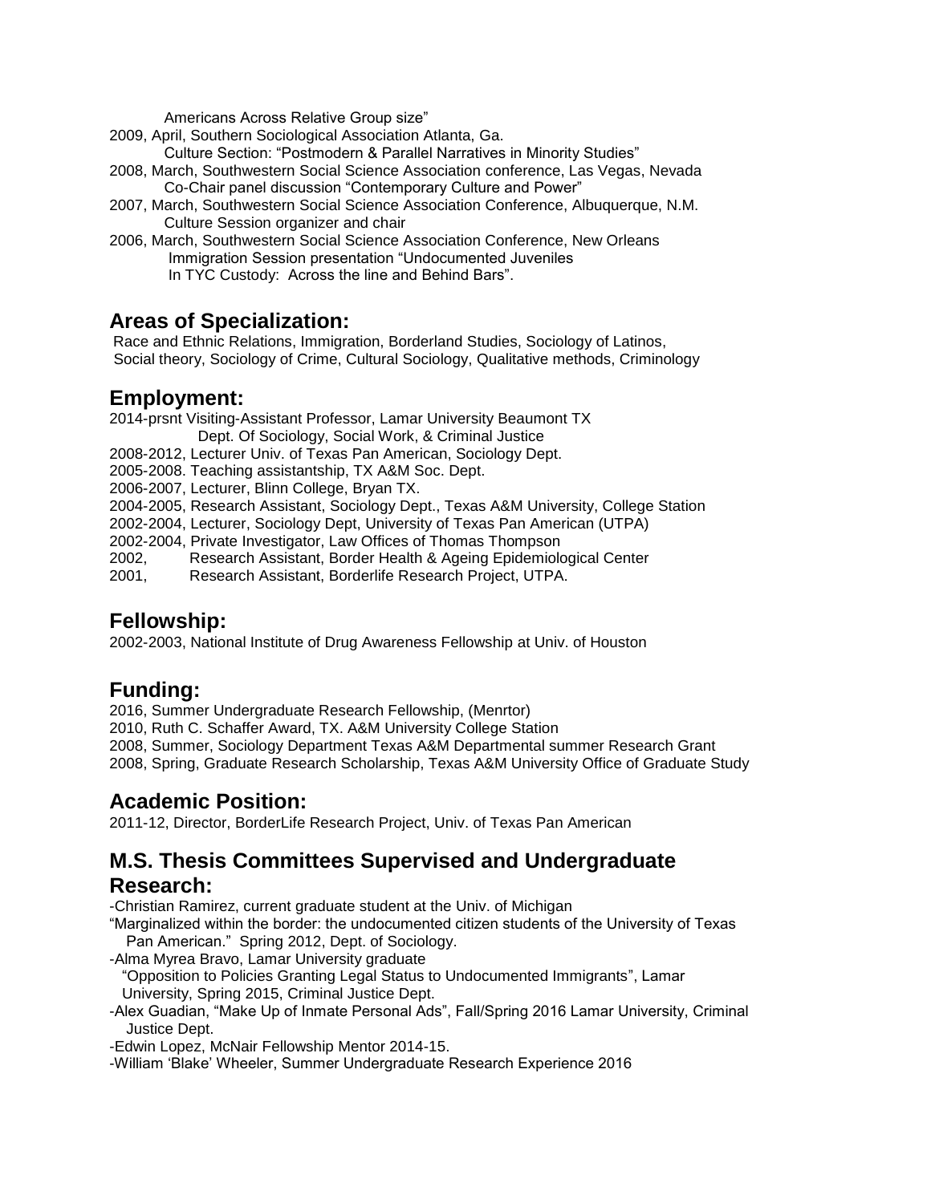Americans Across Relative Group size"

2009, April, Southern Sociological Association Atlanta, Ga.
Culture Section: "Postmodern & Parallel Narratives in Minority Studies"

2008, March, Southwestern Social Science Association conference, Las Vegas, Nevada
Co-Chair panel discussion "Contemporary Culture and Power"

2007, March, Southwestern Social Science Association Conference, Albuquerque, N.M.
Culture Session organizer and chair

2006, March, Southwestern Social Science Association Conference, New Orleans
Immigration Session presentation "Undocumented Juveniles
In TYC Custody: Across the line and Behind Bars".

## Areas of Specialization:

Race and Ethnic Relations, Immigration, Borderland Studies, Sociology of Latinos, Social theory, Sociology of Crime, Cultural Sociology, Qualitative methods, Criminology

## Employment:

2014-prsnt Visiting-Assistant Professor, Lamar University Beaumont TX
Dept. Of Sociology, Social Work, & Criminal Justice
2008-2012, Lecturer Univ. of Texas Pan American, Sociology Dept.
2005-2008. Teaching assistantship, TX A&M Soc. Dept.
2006-2007, Lecturer, Blinn College, Bryan TX.
2004-2005, Research Assistant, Sociology Dept., Texas A&M University, College Station
2002-2004, Lecturer, Sociology Dept, University of Texas Pan American (UTPA)
2002-2004, Private Investigator, Law Offices of Thomas Thompson
2002, Research Assistant, Border Health & Ageing Epidemiological Center
2001, Research Assistant, Borderlife Research Project, UTPA.

## Fellowship:

2002-2003, National Institute of Drug Awareness Fellowship at Univ. of Houston

## Funding:

2016, Summer Undergraduate Research Fellowship, (Menrtor)
2010, Ruth C. Schaffer Award, TX. A&M University College Station
2008, Summer, Sociology Department Texas A&M Departmental summer Research Grant
2008, Spring, Graduate Research Scholarship, Texas A&M University Office of Graduate Study

## Academic Position:

2011-12, Director, BorderLife Research Project, Univ. of Texas Pan American

## M.S. Thesis Committees Supervised and Undergraduate Research:

-Christian Ramirez, current graduate student at the Univ. of Michigan
"Marginalized within the border: the undocumented citizen students of the University of Texas Pan American." Spring 2012, Dept. of Sociology.
-Alma Myrea Bravo, Lamar University graduate
"Opposition to Policies Granting Legal Status to Undocumented Immigrants", Lamar University, Spring 2015, Criminal Justice Dept.
-Alex Guadian, "Make Up of Inmate Personal Ads", Fall/Spring 2016 Lamar University, Criminal Justice Dept.
-Edwin Lopez, McNair Fellowship Mentor 2014-15.
-William 'Blake' Wheeler, Summer Undergraduate Research Experience 2016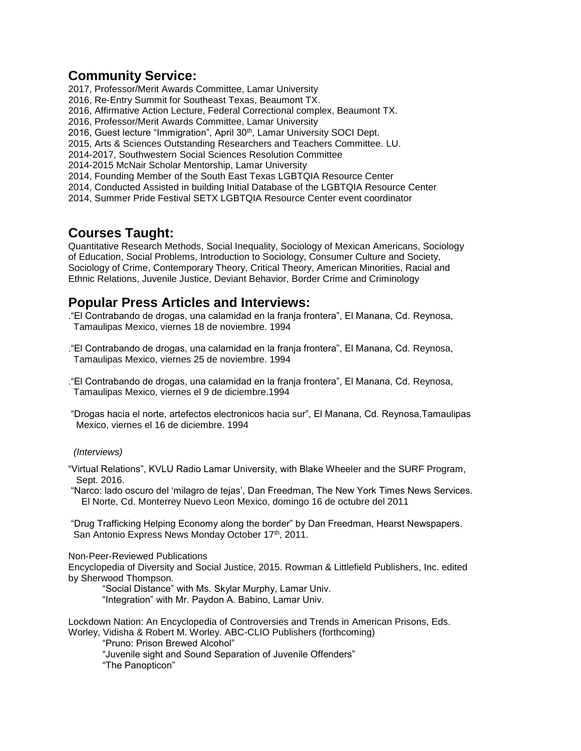## Community Service:

2017, Professor/Merit Awards Committee, Lamar University
2016, Re-Entry Summit for Southeast Texas, Beaumont TX.
2016, Affirmative Action Lecture, Federal Correctional complex, Beaumont TX.
2016, Professor/Merit Awards Committee, Lamar University
2016, Guest lecture "Immigration", April 30th, Lamar University SOCI Dept.
2015, Arts & Sciences Outstanding Researchers and Teachers Committee. LU.
2014-2017, Southwestern Social Sciences Resolution Committee
2014-2015 McNair Scholar Mentorship, Lamar University
2014, Founding Member of the South East Texas LGBTQIA Resource Center
2014, Conducted Assisted in building Initial Database of the LGBTQIA Resource Center
2014, Summer Pride Festival SETX LGBTQIA Resource Center event coordinator

## Courses Taught:

Quantitative Research Methods, Social Inequality, Sociology of Mexican Americans, Sociology of Education, Social Problems, Introduction to Sociology, Consumer Culture and Society, Sociology of Crime, Contemporary Theory, Critical Theory, American Minorities, Racial and Ethnic Relations, Juvenile Justice, Deviant Behavior, Border Crime and Criminology

## Popular Press Articles and Interviews:

."El Contrabando de drogas, una calamidad en la franja frontera", El Manana, Cd. Reynosa, Tamaulipas Mexico, viernes 18 de noviembre. 1994

."El Contrabando de drogas, una calamidad en la franja frontera", El Manana, Cd. Reynosa, Tamaulipas Mexico, viernes 25 de noviembre. 1994

."El Contrabando de drogas, una calamidad en la franja frontera", El Manana, Cd. Reynosa, Tamaulipas Mexico, viernes el 9 de diciembre.1994

"Drogas hacia el norte, artefectos electronicos hacia sur", El Manana, Cd. Reynosa,Tamaulipas Mexico, viernes el 16 de diciembre. 1994

*(Interviews)*

"Virtual Relations", KVLU Radio Lamar University, with Blake Wheeler and the SURF Program, Sept. 2016.

"Narco: lado oscuro del 'milagro de tejas', Dan Freedman, The New York Times News Services. El Norte, Cd. Monterrey Nuevo Leon Mexico, domingo 16 de octubre del 2011

"Drug Trafficking Helping Economy along the border" by Dan Freedman, Hearst Newspapers. San Antonio Express News Monday October 17th, 2011.

Non-Peer-Reviewed Publications

Encyclopedia of Diversity and Social Justice, 2015. Rowman & Littlefield Publishers, Inc. edited by Sherwood Thompson.

"Social Distance" with Ms. Skylar Murphy, Lamar Univ.
"Integration" with Mr. Paydon A. Babino, Lamar Univ.

Lockdown Nation: An Encyclopedia of Controversies and Trends in American Prisons, Eds. Worley, Vidisha & Robert M. Worley. ABC-CLIO Publishers (forthcoming)

"Pruno: Prison Brewed Alcohol"
"Juvenile sight and Sound Separation of Juvenile Offenders"
"The Panopticon"